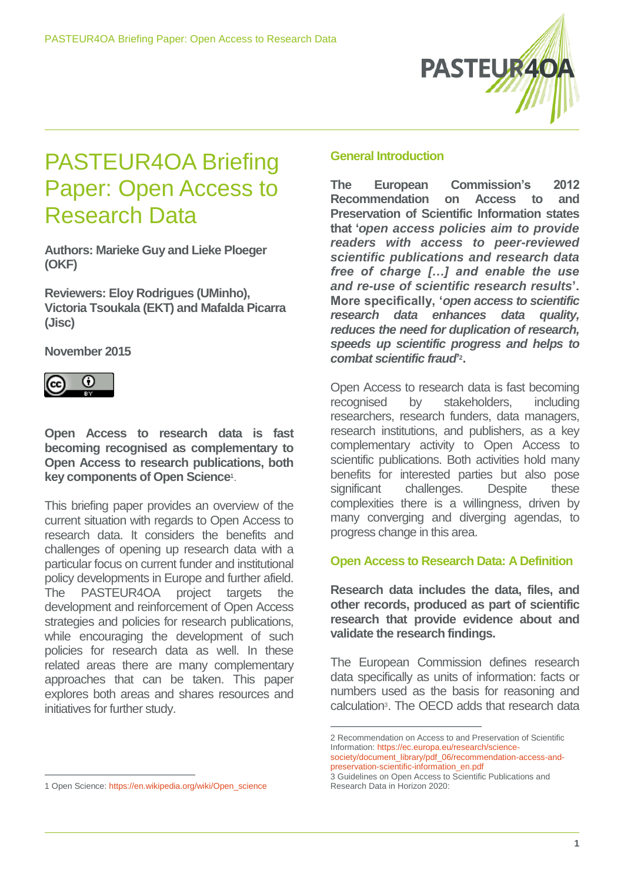# PASTEUR4OA Briefing Paper: Open Access to Research Data

**Authors: Marieke Guy and Lieke Ploeger (OKF)**

**Reviewers: Eloy Rodrigues (UMinho), Victoria Tsoukala (EKT) and Mafalda Picarra (Jisc)**

**November 2015**

**Open Access to research data is fast becoming recognised as complementary to Open Access to research publications, both key components of Open Science**[1].

This briefing paper provides an overview of the current situation with regards to Open Access to research data. It considers the benefits and challenges of opening up research data with a particular focus on current funder and institutional policy developments in Europe and further afield. The PASTEUR4OA project targets the development and reinforcement of Open Access strategies and policies for research publications, while encouraging the development of such policies for research data as well. In these related areas there are many complementary approaches that can be taken. This paper explores both areas and shares resources and initiatives for further study.

## General Introduction

**The European Commission's 2012 Recommendation on Access to and Preservation of Scientific Information states that '*open access policies aim to provide readers with access to peer-reviewed scientific publications and research data free of charge […] and enable the use and re-use of scientific research results*'. More specifically, '*open access to scientific research data enhances data quality, reduces the need for duplication of research, speeds up scientific progress and helps to combat scientific fraud*'[2].**

Open Access to research data is fast becoming recognised by stakeholders, including researchers, research funders, data managers, research institutions, and publishers, as a key complementary activity to Open Access to scientific publications. Both activities hold many benefits for interested parties but also pose significant challenges. Despite these complexities there is a willingness, driven by many converging and diverging agendas, to progress change in this area.

## Open Access to Research Data: A Definition

**Research data includes the data, files, and other records, produced as part of scientific research that provide evidence about and validate the research findings.**

The European Commission defines research data specifically as units of information: facts or numbers used as the basis for reasoning and calculation[3]. The OECD adds that research data

---

1 Open Science: https://en.wikipedia.org/wiki/Open_science

2 Recommendation on Access to and Preservation of Scientific Information: https://ec.europa.eu/research/science-society/document_library/pdf_06/recommendation-access-and-preservation-scientific-information_en.pdf

3 Guidelines on Open Access to Scientific Publications and Research Data in Horizon 2020: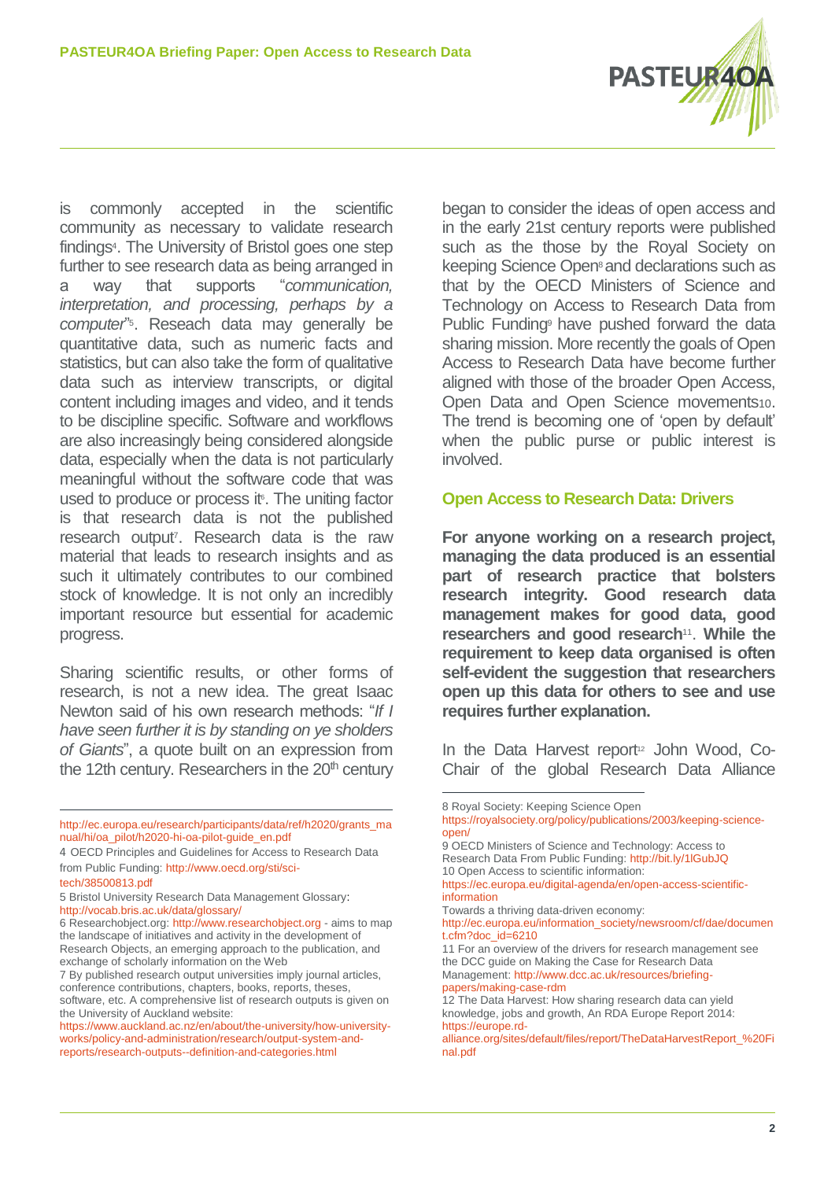is commonly accepted in the scientific community as necessary to validate research findings[4]. The University of Bristol goes one step further to see research data as being arranged in a way that supports "*communication, interpretation, and processing, perhaps by a computer*"[5]. Reseach data may generally be quantitative data, such as numeric facts and statistics, but can also take the form of qualitative data such as interview transcripts, or digital content including images and video, and it tends to be discipline specific. Software and workflows are also increasingly being considered alongside data, especially when the data is not particularly meaningful without the software code that was used to produce or process it[6]. The uniting factor is that research data is not the published research output[7]. Research data is the raw material that leads to research insights and as such it ultimately contributes to our combined stock of knowledge. It is not only an incredibly important resource but essential for academic progress.

Sharing scientific results, or other forms of research, is not a new idea. The great Isaac Newton said of his own research methods: "*If I have seen further it is by standing on ye sholders of Giants*", a quote built on an expression from the 12th century. Researchers in the 20th century began to consider the ideas of open access and in the early 21st century reports were published such as the those by the Royal Society on keeping Science Open[8] and declarations such as that by the OECD Ministers of Science and Technology on Access to Research Data from Public Funding[9] have pushed forward the data sharing mission. More recently the goals of Open Access to Research Data have become further aligned with those of the broader Open Access, Open Data and Open Science movements[10]. The trend is becoming one of 'open by default' when the public purse or public interest is involved.

## Open Access to Research Data: Drivers

**For anyone working on a research project, managing the data produced is an essential part of research practice that bolsters research integrity. Good research data management makes for good data, good researchers and good research[11]. While the requirement to keep data organised is often self-evident the suggestion that researchers open up this data for others to see and use requires further explanation.**

In the Data Harvest report[12] John Wood, Co-Chair of the global Research Data Alliance

---

http://ec.europa.eu/research/participants/data/ref/h2020/grants_manual/hi/oa_pilot/h2020-hi-oa-pilot-guide_en.pdf

4 OECD Principles and Guidelines for Access to Research Data from Public Funding: http://www.oecd.org/sti/sci-tech/38500813.pdf

5 Bristol University Research Data Management Glossary: http://vocab.bris.ac.uk/data/glossary/

6 Researchobject.org: http://www.researchobject.org - aims to map the landscape of initiatives and activity in the development of Research Objects, an emerging approach to the publication, and exchange of scholarly information on the Web

7 By published research output universities imply journal articles, conference contributions, chapters, books, reports, theses, software, etc. A comprehensive list of research outputs is given on the University of Auckland website: https://www.auckland.ac.nz/en/about/the-university/how-university-works/policy-and-administration/research/output-system-and-reports/research-outputs--definition-and-categories.html

8 Royal Society: Keeping Science Open https://royalsociety.org/policy/publications/2003/keeping-science-open/

9 OECD Ministers of Science and Technology: Access to Research Data From Public Funding: http://bit.ly/1lGubJQ

10 Open Access to scientific information: https://ec.europa.eu/digital-agenda/en/open-access-scientific-information

Towards a thriving data-driven economy: http://ec.europa.eu/information_society/newsroom/cf/dae/document.cfm?doc_id=6210

11 For an overview of the drivers for research management see the DCC guide on Making the Case for Research Data Management: http://www.dcc.ac.uk/resources/briefing-papers/making-case-rdm

12 The Data Harvest: How sharing research data can yield knowledge, jobs and growth, An RDA Europe Report 2014: https://europe.rd-alliance.org/sites/default/files/report/TheDataHarvestReport_%20Final.pdf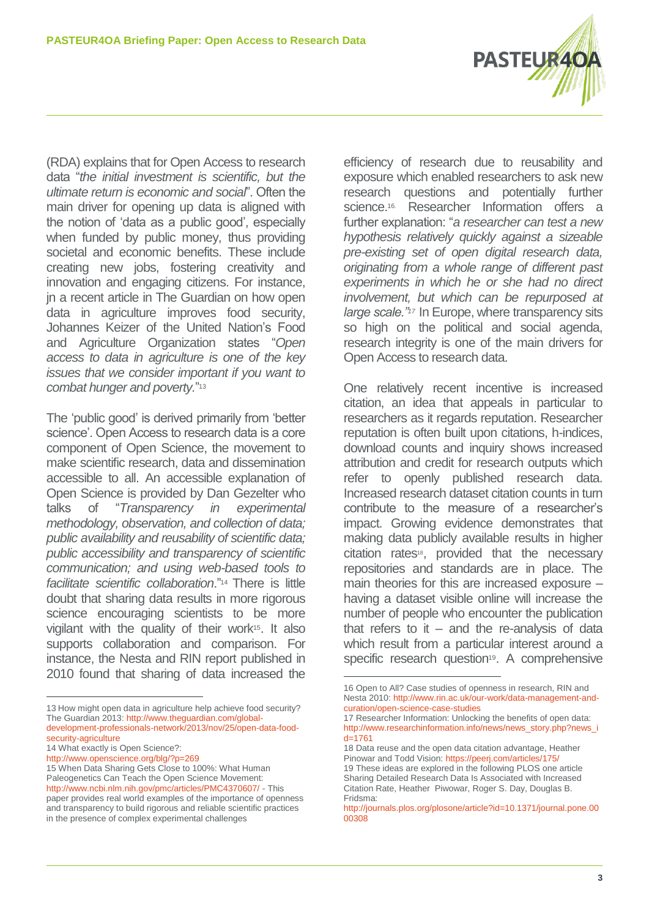(RDA) explains that for Open Access to research data "*the initial investment is scientific, but the ultimate return is economic and social*". Often the main driver for opening up data is aligned with the notion of 'data as a public good', especially when funded by public money, thus providing societal and economic benefits. These include creating new jobs, fostering creativity and innovation and engaging citizens. For instance, jn a recent article in The Guardian on how open data in agriculture improves food security, Johannes Keizer of the United Nation's Food and Agriculture Organization states "*Open access to data in agriculture is one of the key issues that we consider important if you want to combat hunger and poverty.*"[13]

The 'public good' is derived primarily from 'better science'. Open Access to research data is a core component of Open Science, the movement to make scientific research, data and dissemination accessible to all. An accessible explanation of Open Science is provided by Dan Gezelter who talks of "*Transparency in experimental methodology, observation, and collection of data; public availability and reusability of scientific data; public accessibility and transparency of scientific communication; and using web-based tools to facilitate scientific collaboration*."[14] There is little doubt that sharing data results in more rigorous science encouraging scientists to be more vigilant with the quality of their work[15]. It also supports collaboration and comparison. For instance, the Nesta and RIN report published in 2010 found that sharing of data increased the efficiency of research due to reusability and exposure which enabled researchers to ask new research questions and potentially further science.[16] Researcher Information offers a further explanation: "*a researcher can test a new hypothesis relatively quickly against a sizeable pre-existing set of open digital research data, originating from a whole range of different past experiments in which he or she had no direct involvement, but which can be repurposed at large scale.*"[17] In Europe, where transparency sits so high on the political and social agenda, research integrity is one of the main drivers for Open Access to research data.

One relatively recent incentive is increased citation, an idea that appeals in particular to researchers as it regards reputation. Researcher reputation is often built upon citations, h-indices, download counts and inquiry shows increased attribution and credit for research outputs which refer to openly published research data. Increased research dataset citation counts in turn contribute to the measure of a researcher's impact. Growing evidence demonstrates that making data publicly available results in higher citation rates[18], provided that the necessary repositories and standards are in place. The main theories for this are increased exposure – having a dataset visible online will increase the number of people who encounter the publication that refers to it – and the re-analysis of data which result from a particular interest around a specific research question[19]. A comprehensive

---

13 How might open data in agriculture help achieve food security? The Guardian 2013: http://www.theguardian.com/global-development-professionals-network/2013/nov/25/open-data-food-security-agriculture

14 What exactly is Open Science?: http://www.openscience.org/blg/?p=269

15 When Data Sharing Gets Close to 100%: What Human Paleogenetics Can Teach the Open Science Movement: http://www.ncbi.nlm.nih.gov/pmc/articles/PMC4370607/ - This paper provides real world examples of the importance of openness and transparency to build rigorous and reliable scientific practices in the presence of complex experimental challenges

16 Open to All? Case studies of openness in research, RIN and Nesta 2010: http://www.rin.ac.uk/our-work/data-management-and-curation/open-science-case-studies

17 Researcher Information: Unlocking the benefits of open data: http://www.researchinformation.info/news/news_story.php?news_id=1761

18 Data reuse and the open data citation advantage, Heather Pinowar and Todd Vision: https://peerj.com/articles/175/

19 These ideas are explored in the following PLOS one article Sharing Detailed Research Data Is Associated with Increased Citation Rate, Heather Piwowar, Roger S. Day, Douglas B. Fridsma: http://journals.plos.org/plosone/article?id=10.1371/journal.pone.0000308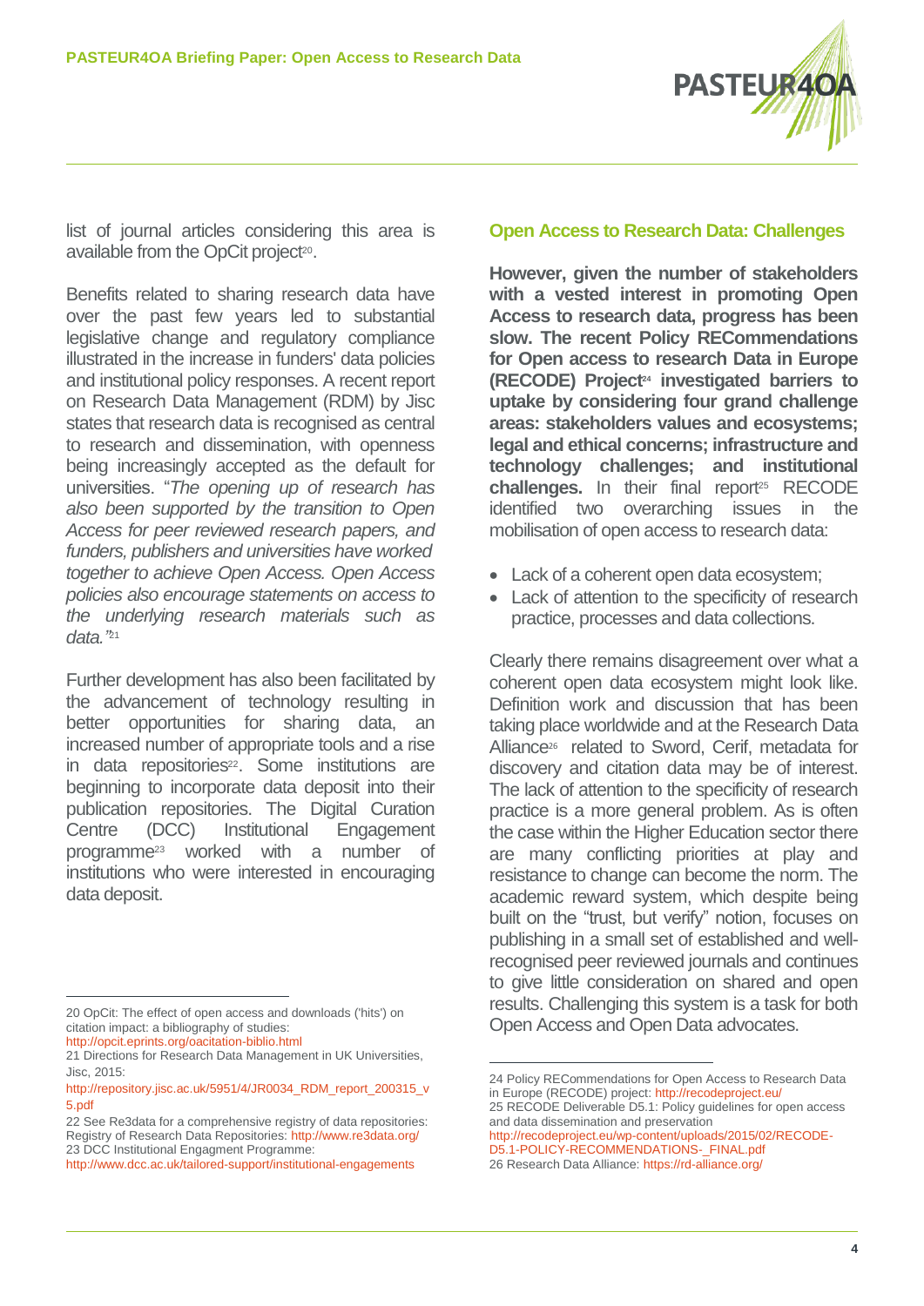list of journal articles considering this area is available from the OpCit project[20].

Benefits related to sharing research data have over the past few years led to substantial legislative change and regulatory compliance illustrated in the increase in funders' data policies and institutional policy responses. A recent report on Research Data Management (RDM) by Jisc states that research data is recognised as central to research and dissemination, with openness being increasingly accepted as the default for universities. "*The opening up of research has also been supported by the transition to Open Access for peer reviewed research papers, and funders, publishers and universities have worked together to achieve Open Access. Open Access policies also encourage statements on access to the underlying research materials such as data.*"[21]

Further development has also been facilitated by the advancement of technology resulting in better opportunities for sharing data, an increased number of appropriate tools and a rise in data repositories[22]. Some institutions are beginning to incorporate data deposit into their publication repositories. The Digital Curation Centre (DCC) Institutional Engagement programme[23] worked with a number of institutions who were interested in encouraging data deposit.

## Open Access to Research Data: Challenges

**However, given the number of stakeholders with a vested interest in promoting Open Access to research data, progress has been slow. The recent Policy RECommendations for Open access to research Data in Europe (RECODE) Project[24] investigated barriers to uptake by considering four grand challenge areas: stakeholders values and ecosystems; legal and ethical concerns; infrastructure and technology challenges; and institutional challenges.** In their final report[25] RECODE identified two overarching issues in the mobilisation of open access to research data:

- Lack of a coherent open data ecosystem;
- Lack of attention to the specificity of research practice, processes and data collections.

Clearly there remains disagreement over what a coherent open data ecosystem might look like. Definition work and discussion that has been taking place worldwide and at the Research Data Alliance[26] related to Sword, Cerif, metadata for discovery and citation data may be of interest. The lack of attention to the specificity of research practice is a more general problem. As is often the case within the Higher Education sector there are many conflicting priorities at play and resistance to change can become the norm. The academic reward system, which despite being built on the "trust, but verify" notion, focuses on publishing in a small set of established and well-recognised peer reviewed journals and continues to give little consideration on shared and open results. Challenging this system is a task for both Open Access and Open Data advocates.

---

20 OpCit: The effect of open access and downloads ('hits') on citation impact: a bibliography of studies: http://opcit.eprints.org/oacitation-biblio.html

21 Directions for Research Data Management in UK Universities, Jisc, 2015: http://repository.jisc.ac.uk/5951/4/JR0034_RDM_report_200315_v5.pdf

22 See Re3data for a comprehensive registry of data repositories: Registry of Research Data Repositories: http://www.re3data.org/

23 DCC Institutional Engagment Programme: http://www.dcc.ac.uk/tailored-support/institutional-engagements

24 Policy RECommendations for Open Access to Research Data in Europe (RECODE) project: http://recodeproject.eu/

25 RECODE Deliverable D5.1: Policy guidelines for open access and data dissemination and preservation http://recodeproject.eu/wp-content/uploads/2015/02/RECODE-D5.1-POLICY-RECOMMENDATIONS-_FINAL.pdf

26 Research Data Alliance: https://rd-alliance.org/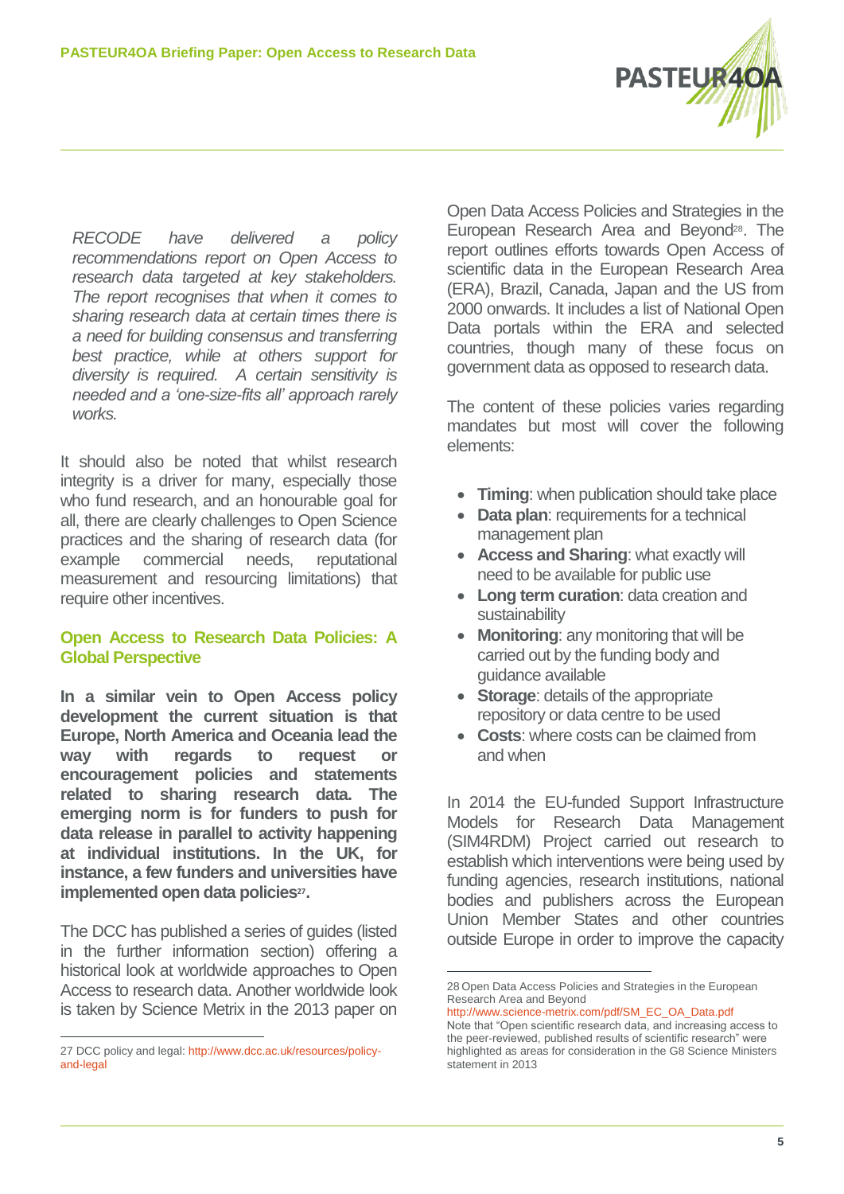*RECODE have delivered a policy recommendations report on Open Access to research data targeted at key stakeholders. The report recognises that when it comes to sharing research data at certain times there is a need for building consensus and transferring best practice, while at others support for diversity is required. A certain sensitivity is needed and a 'one-size-fits all' approach rarely works.*

It should also be noted that whilst research integrity is a driver for many, especially those who fund research, and an honourable goal for all, there are clearly challenges to Open Science practices and the sharing of research data (for example commercial needs, reputational measurement and resourcing limitations) that require other incentives.

## Open Access to Research Data Policies: A Global Perspective

**In a similar vein to Open Access policy development the current situation is that Europe, North America and Oceania lead the way with regards to request or encouragement policies and statements related to sharing research data. The emerging norm is for funders to push for data release in parallel to activity happening at individual institutions. In the UK, for instance, a few funders and universities have implemented open data policies[27].**

The DCC has published a series of guides (listed in the further information section) offering a historical look at worldwide approaches to Open Access to research data. Another worldwide look is taken by Science Metrix in the 2013 paper on Open Data Access Policies and Strategies in the European Research Area and Beyond[28]. The report outlines efforts towards Open Access of scientific data in the European Research Area (ERA), Brazil, Canada, Japan and the US from 2000 onwards. It includes a list of National Open Data portals within the ERA and selected countries, though many of these focus on government data as opposed to research data.

The content of these policies varies regarding mandates but most will cover the following elements:

- **Timing**: when publication should take place
- **Data plan**: requirements for a technical management plan
- **Access and Sharing**: what exactly will need to be available for public use
- **Long term curation**: data creation and sustainability
- **Monitoring**: any monitoring that will be carried out by the funding body and guidance available
- **Storage**: details of the appropriate repository or data centre to be used
- **Costs**: where costs can be claimed from and when

In 2014 the EU-funded Support Infrastructure Models for Research Data Management (SIM4RDM) Project carried out research to establish which interventions were being used by funding agencies, research institutions, national bodies and publishers across the European Union Member States and other countries outside Europe in order to improve the capacity

---

27 DCC policy and legal: http://www.dcc.ac.uk/resources/policy-and-legal

28 Open Data Access Policies and Strategies in the European Research Area and Beyond http://www.science-metrix.com/pdf/SM_EC_OA_Data.pdf Note that "Open scientific research data, and increasing access to the peer-reviewed, published results of scientific research" were highlighted as areas for consideration in the G8 Science Ministers statement in 2013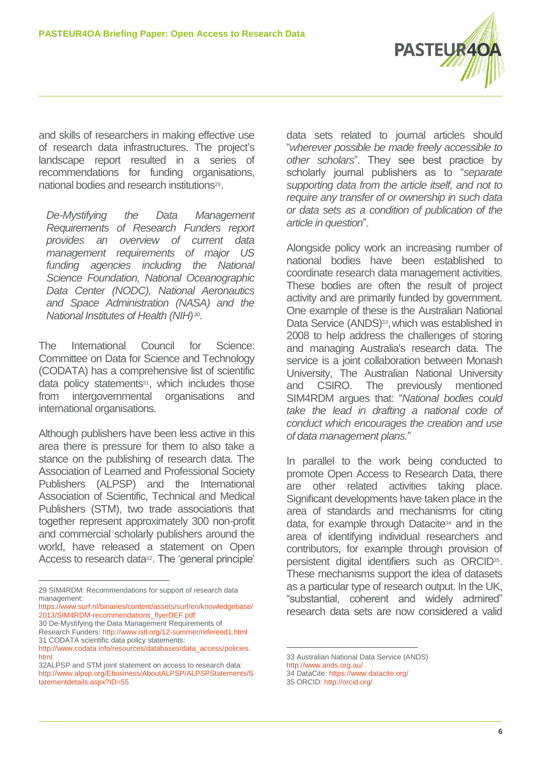and skills of researchers in making effective use of research data infrastructures. The project's landscape report resulted in a series of recommendations for funding organisations, national bodies and research institutions[29].

*De-Mystifying the Data Management Requirements of Research Funders report provides an overview of current data management requirements of major US funding agencies including the National Science Foundation, National Oceanographic Data Center (NODC), National Aeronautics and Space Administration (NASA) and the National Institutes of Health (NIH)[30].*

The International Council for Science: Committee on Data for Science and Technology (CODATA) has a comprehensive list of scientific data policy statements[31], which includes those from intergovernmental organisations and international organisations.

Although publishers have been less active in this area there is pressure for them to also take a stance on the publishing of research data. The Association of Learned and Professional Society Publishers (ALPSP) and the International Association of Scientific, Technical and Medical Publishers (STM), two trade associations that together represent approximately 300 non-profit and commercial scholarly publishers around the world, have released a statement on Open Access to research data[32]. The 'general principle' data sets related to journal articles should "*wherever possible be made freely accessible to other scholars*". They see best practice by scholarly journal publishers as to "*separate supporting data from the article itself, and not to require any transfer of or ownership in such data or data sets as a condition of publication of the article in question*".

Alongside policy work an increasing number of national bodies have been established to coordinate research data management activities. These bodies are often the result of project activity and are primarily funded by government. One example of these is the Australian National Data Service (ANDS)[33], which was established in 2008 to help address the challenges of storing and managing Australia's research data. The service is a joint collaboration between Monash University, The Australian National University and CSIRO. The previously mentioned SIM4RDM argues that: "*National bodies could take the lead in drafting a national code of conduct which encourages the creation and use of data management plans.*"

In parallel to the work being conducted to promote Open Access to Research Data, there are other related activities taking place. Significant developments have taken place in the area of standards and mechanisms for citing data, for example through Datacite[34] and in the area of identifying individual researchers and contributors, for example through provision of persistent digital identifiers such as ORCID[35]. These mechanisms support the idea of datasets as a particular type of research output. In the UK, "substantial, coherent and widely admired" research data sets are now considered a valid

---

29 SIM4RDM: Recommendations for support of research data management: https://www.surf.nl/binaries/content/assets/surf/en/knowledgebase/2013/SIM4RDM-recommendations_flyerDEF.pdf

30 De-Mystifying the Data Management Requirements of Research Funders: http://www.istl.org/12-summer/refereed1.html

31 CODATA scientific data policy statements: http://www.codata.info/resources/databases/data_access/policies.html

32 ALPSP and STM joint statement on access to research data: http://www.alpsp.org/Ebusiness/AboutALPSP/ALPSPStatements/Statementdetails.aspx?ID=55

33 Australian National Data Service (ANDS) http://www.ands.org.au/

34 DataCite: https://www.datacite.org/

35 ORCID: http://orcid.org/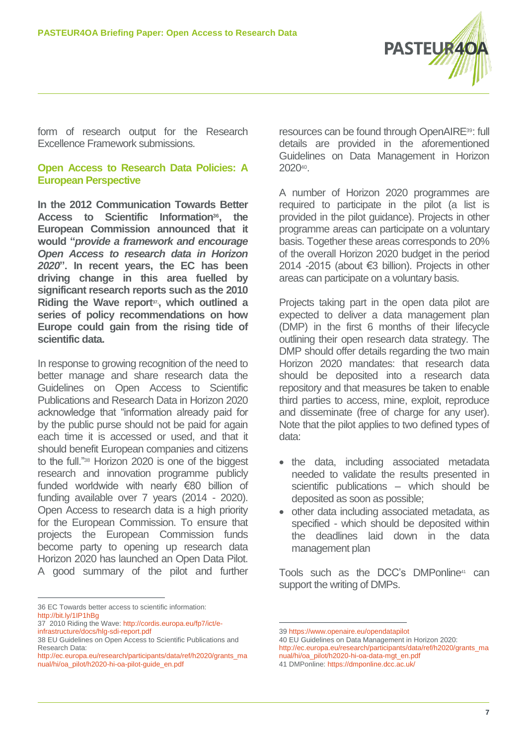form of research output for the Research Excellence Framework submissions.

## Open Access to Research Data Policies: A European Perspective

**In the 2012 Communication Towards Better Access to Scientific Information[36], the European Commission announced that it would "*provide a framework and encourage Open Access to research data in Horizon 2020*". In recent years, the EC has been driving change in this area fuelled by significant research reports such as the 2010 Riding the Wave report[37], which outlined a series of policy recommendations on how Europe could gain from the rising tide of scientific data.**

In response to growing recognition of the need to better manage and share research data the Guidelines on Open Access to Scientific Publications and Research Data in Horizon 2020 acknowledge that "information already paid for by the public purse should not be paid for again each time it is accessed or used, and that it should benefit European companies and citizens to the full."[38] Horizon 2020 is one of the biggest research and innovation programme publicly funded worldwide with nearly €80 billion of funding available over 7 years (2014 - 2020). Open Access to research data is a high priority for the European Commission. To ensure that projects the European Commission funds become party to opening up research data Horizon 2020 has launched an Open Data Pilot. A good summary of the pilot and further resources can be found through OpenAIRE[39]: full details are provided in the aforementioned Guidelines on Data Management in Horizon 2020[40].

A number of Horizon 2020 programmes are required to participate in the pilot (a list is provided in the pilot guidance). Projects in other programme areas can participate on a voluntary basis. Together these areas corresponds to 20% of the overall Horizon 2020 budget in the period 2014 -2015 (about €3 billion). Projects in other areas can participate on a voluntary basis.

Projects taking part in the open data pilot are expected to deliver a data management plan (DMP) in the first 6 months of their lifecycle outlining their open research data strategy. The DMP should offer details regarding the two main Horizon 2020 mandates: that research data should be deposited into a research data repository and that measures be taken to enable third parties to access, mine, exploit, reproduce and disseminate (free of charge for any user). Note that the pilot applies to two defined types of data:

- the data, including associated metadata needed to validate the results presented in scientific publications – which should be deposited as soon as possible;
- other data including associated metadata, as specified - which should be deposited within the deadlines laid down in the data management plan

Tools such as the DCC's DMPonline[41] can support the writing of DMPs.

---

36 EC Towards better access to scientific information: http://bit.ly/1lP1hBg

37 2010 Riding the Wave: http://cordis.europa.eu/fp7/ict/e-infrastructure/docs/hlg-sdi-report.pdf

38 EU Guidelines on Open Access to Scientific Publications and Research Data: http://ec.europa.eu/research/participants/data/ref/h2020/grants_manual/hi/oa_pilot/h2020-hi-oa-pilot-guide_en.pdf

39 https://www.openaire.eu/opendatapilot

40 EU Guidelines on Data Management in Horizon 2020: http://ec.europa.eu/research/participants/data/ref/h2020/grants_manual/hi/oa_pilot/h2020-hi-oa-data-mgt_en.pdf

41 DMPonline: https://dmponline.dcc.ac.uk/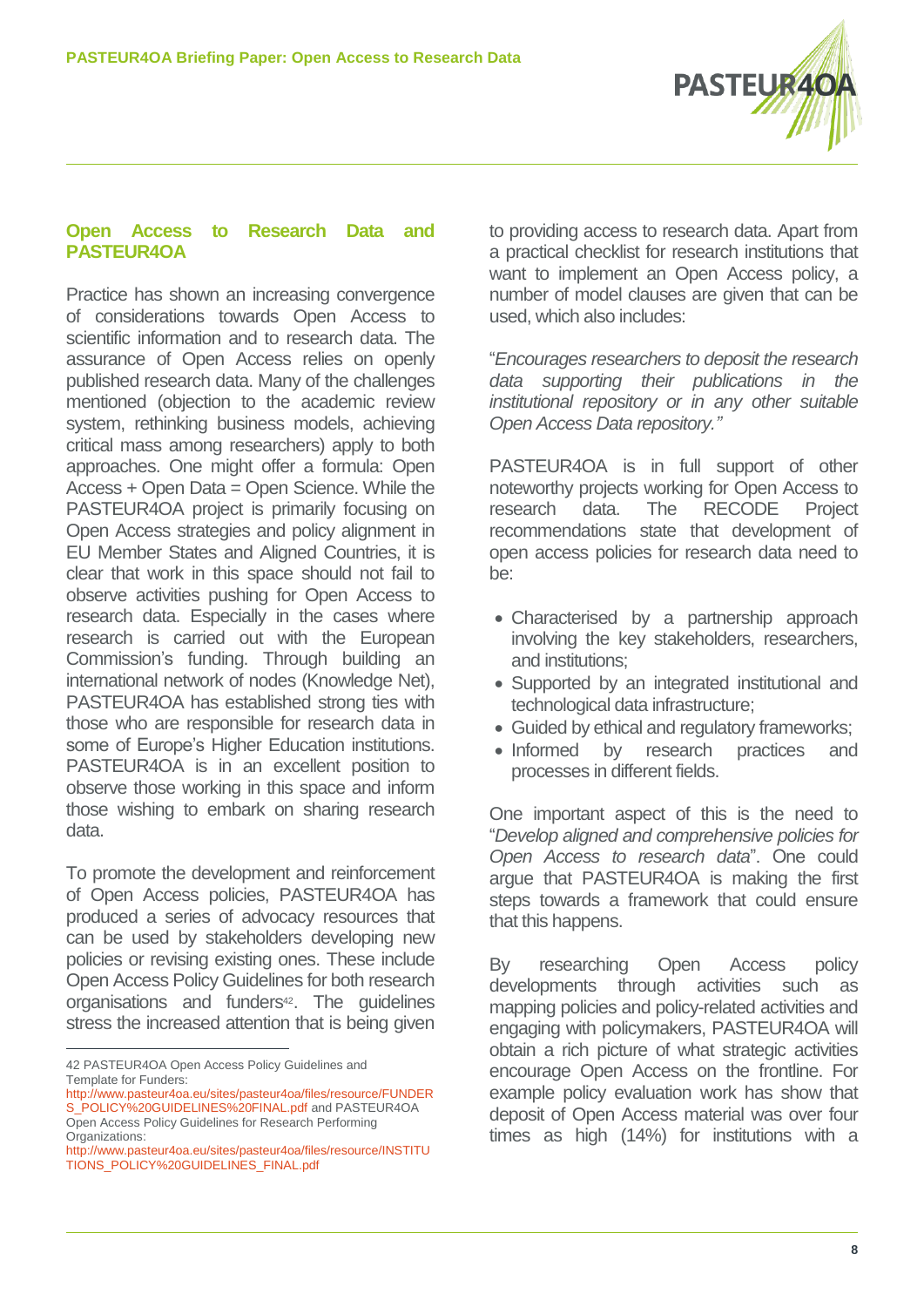## Open Access to Research Data and PASTEUR4OA

Practice has shown an increasing convergence of considerations towards Open Access to scientific information and to research data. The assurance of Open Access relies on openly published research data. Many of the challenges mentioned (objection to the academic review system, rethinking business models, achieving critical mass among researchers) apply to both approaches. One might offer a formula: Open Access + Open Data = Open Science. While the PASTEUR4OA project is primarily focusing on Open Access strategies and policy alignment in EU Member States and Aligned Countries, it is clear that work in this space should not fail to observe activities pushing for Open Access to research data. Especially in the cases where research is carried out with the European Commission's funding. Through building an international network of nodes (Knowledge Net), PASTEUR4OA has established strong ties with those who are responsible for research data in some of Europe's Higher Education institutions. PASTEUR4OA is in an excellent position to observe those working in this space and inform those wishing to embark on sharing research data.

To promote the development and reinforcement of Open Access policies, PASTEUR4OA has produced a series of advocacy resources that can be used by stakeholders developing new policies or revising existing ones. These include Open Access Policy Guidelines for both research organisations and funders[42]. The guidelines stress the increased attention that is being given to providing access to research data. Apart from a practical checklist for research institutions that want to implement an Open Access policy, a number of model clauses are given that can be used, which also includes:

"*Encourages researchers to deposit the research data supporting their publications in the institutional repository or in any other suitable Open Access Data repository.*"

PASTEUR4OA is in full support of other noteworthy projects working for Open Access to research data. The RECODE Project recommendations state that development of open access policies for research data need to be:

- Characterised by a partnership approach involving the key stakeholders, researchers, and institutions;
- Supported by an integrated institutional and technological data infrastructure;
- Guided by ethical and regulatory frameworks;
- Informed by research practices and processes in different fields.

One important aspect of this is the need to "*Develop aligned and comprehensive policies for Open Access to research data*". One could argue that PASTEUR4OA is making the first steps towards a framework that could ensure that this happens.

By researching Open Access policy developments through activities such as mapping policies and policy-related activities and engaging with policymakers, PASTEUR4OA will obtain a rich picture of what strategic activities encourage Open Access on the frontline. For example policy evaluation work has show that deposit of Open Access material was over four times as high (14%) for institutions with a

---

42 PASTEUR4OA Open Access Policy Guidelines and Template for Funders: http://www.pasteur4oa.eu/sites/pasteur4oa/files/resource/FUNDERS_POLICY%20GUIDELINES%20FINAL.pdf and PASTEUR4OA Open Access Policy Guidelines for Research Performing Organizations: http://www.pasteur4oa.eu/sites/pasteur4oa/files/resource/INSTITUTIONS_POLICY%20GUIDELINES_FINAL.pdf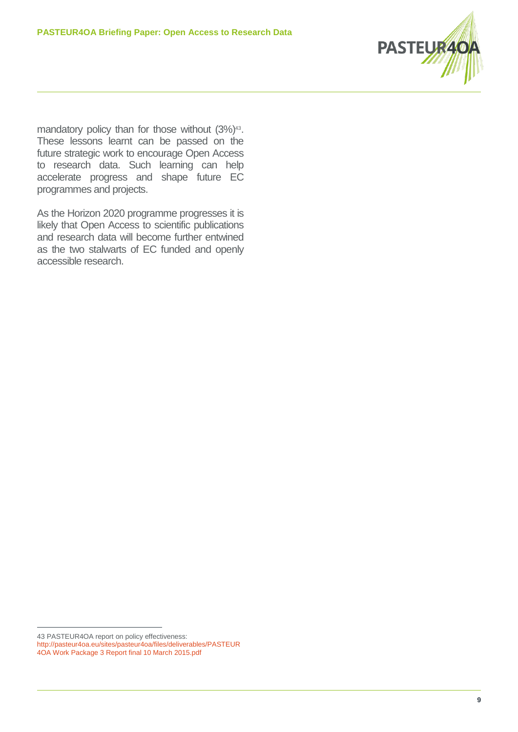mandatory policy than for those without (3%)[43]. These lessons learnt can be passed on the future strategic work to encourage Open Access to research data. Such learning can help accelerate progress and shape future EC programmes and projects.

As the Horizon 2020 programme progresses it is likely that Open Access to scientific publications and research data will become further entwined as the two stalwarts of EC funded and openly accessible research.

---

43 PASTEUR4OA report on policy effectiveness: http://pasteur4oa.eu/sites/pasteur4oa/files/deliverables/PASTEUR4OA Work Package 3 Report final 10 March 2015.pdf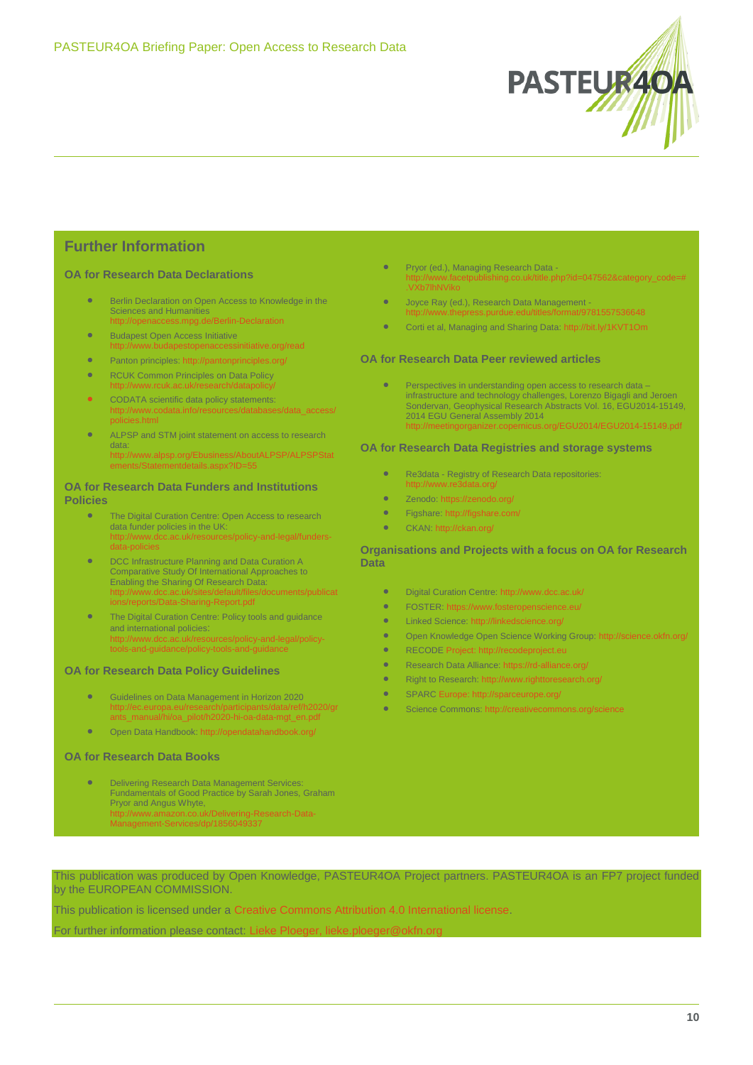## Further Information

### OA for Research Data Declarations

- Berlin Declaration on Open Access to Knowledge in the Sciences and Humanities http://openaccess.mpg.de/Berlin-Declaration
- Budapest Open Access Initiative http://www.budapestopenaccessinitiative.org/read
- Panton principles: http://pantonprinciples.org/
- RCUK Common Principles on Data Policy http://www.rcuk.ac.uk/research/datapolicy/
- CODATA scientific data policy statements: http://www.codata.info/resources/databases/data_access/policies.html
- ALPSP and STM joint statement on access to research data: http://www.alpsp.org/Ebusiness/AboutALPSP/ALPSPStatements/Statementdetails.aspx?ID=55

### OA for Research Data Funders and Institutions Policies

- The Digital Curation Centre: Open Access to research data funder policies in the UK: http://www.dcc.ac.uk/resources/policy-and-legal/funders-data-policies
- DCC Infrastructure Planning and Data Curation A Comparative Study Of International Approaches to Enabling the Sharing Of Research Data: http://www.dcc.ac.uk/sites/default/files/documents/publications/reports/Data-Sharing-Report.pdf
- The Digital Curation Centre: Policy tools and guidance and international policies: http://www.dcc.ac.uk/resources/policy-and-legal/policy-tools-and-guidance/policy-tools-and-guidance

### OA for Research Data Policy Guidelines

- Guidelines on Data Management in Horizon 2020 http://ec.europa.eu/research/participants/data/ref/h2020/grants_manual/hi/oa_pilot/h2020-hi-oa-data-mgt_en.pdf
- Open Data Handbook: http://opendatahandbook.org/

### OA for Research Data Books

- Delivering Research Data Management Services: Fundamentals of Good Practice by Sarah Jones, Graham Pryor and Angus Whyte, http://www.amazon.co.uk/Delivering-Research-Data-Management-Services/dp/1856049337
- Pryor (ed.), Managing Research Data - http://www.facetpublishing.co.uk/title.php?id=047562&category_code=#.VXb7lhNViko
- Joyce Ray (ed.), Research Data Management - http://www.thepress.purdue.edu/titles/format/9781557536648
- Corti et al, Managing and Sharing Data: http://bit.ly/1KVT1Om

### OA for Research Data Peer reviewed articles

- Perspectives in understanding open access to research data – infrastructure and technology challenges, Lorenzo Bigagli and Jeroen Sondervan, Geophysical Research Abstracts Vol. 16, EGU2014-15149, 2014 EGU General Assembly 2014 http://meetingorganizer.copernicus.org/EGU2014/EGU2014-15149.pdf

### OA for Research Data Registries and storage systems

- Re3data - Registry of Research Data repositories: http://www.re3data.org/
- Zenodo: https://zenodo.org/
- Figshare: http://figshare.com/
- CKAN: http://ckan.org/

### Organisations and Projects with a focus on OA for Research Data

- Digital Curation Centre: http://www.dcc.ac.uk/
- FOSTER: https://www.fosteropenscience.eu/
- Linked Science: http://linkedscience.org/
- Open Knowledge Open Science Working Group: http://science.okfn.org/
- RECODE Project: http://recodeproject.eu
- Research Data Alliance: https://rd-alliance.org/
- Right to Research: http://www.righttoresearch.org/
- SPARC Europe: http://sparceurope.org/
- Science Commons: http://creativecommons.org/science

This publication was produced by Open Knowledge, PASTEUR4OA Project partners. PASTEUR4OA is an FP7 project funded by the EUROPEAN COMMISSION.

This publication is licensed under a Creative Commons Attribution 4.0 International license.

For further information please contact: Lieke Ploeger, lieke.ploeger@okfn.org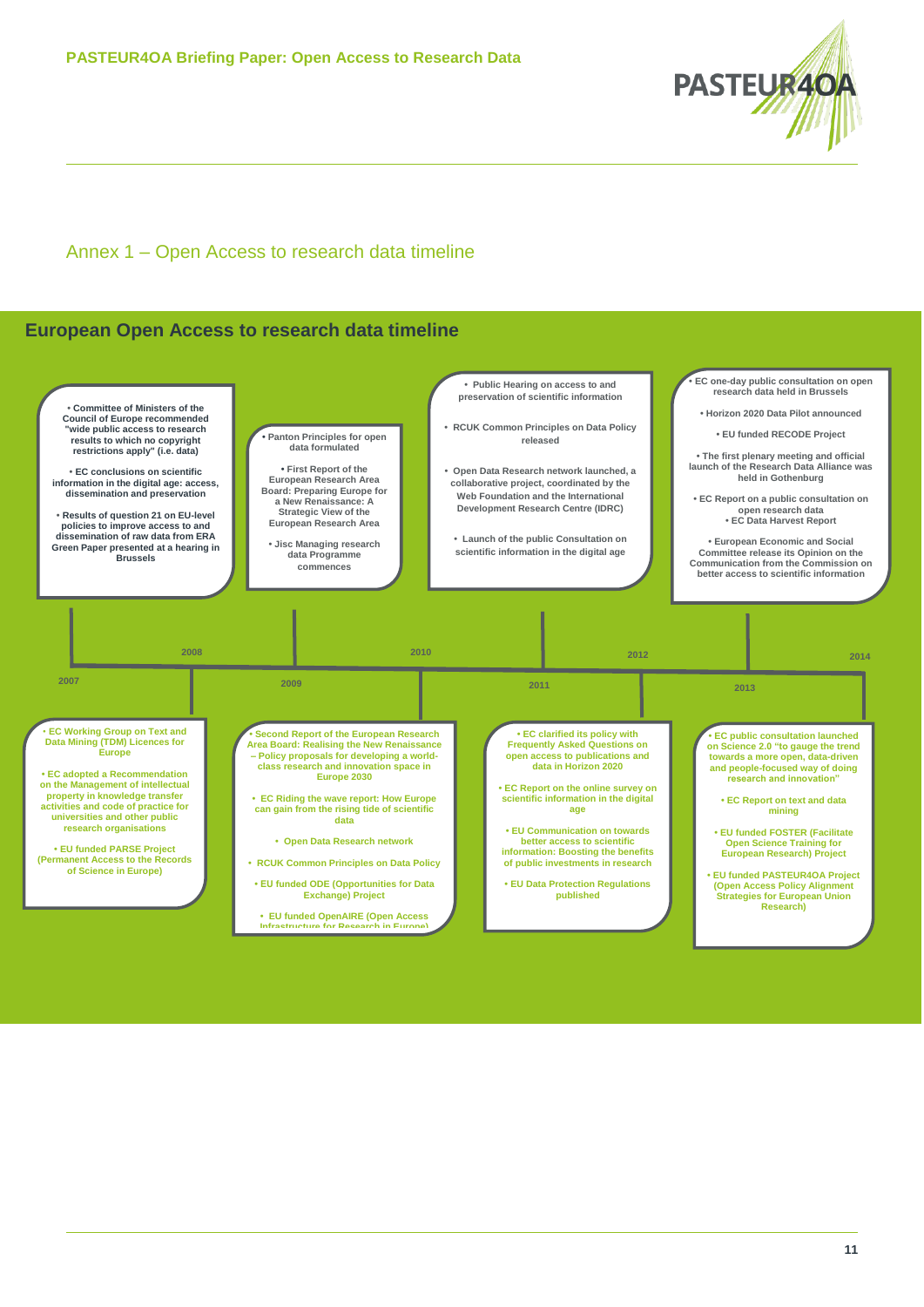## Annex 1 – Open Access to research data timeline

### European Open Access to research data timeline

**2007**

- Committee of Ministers of the Council of Europe recommended "wide public access to research results to which no copyright restrictions apply" (i.e. data)
- EC conclusions on scientific information in the digital age: access, dissemination and preservation
- Results of question 21 on EU-level policies to improve access to and dissemination of raw data from ERA Green Paper presented at a hearing in Brussels

**2008**

- EC Working Group on Text and Data Mining (TDM) Licences for Europe
- EC adopted a Recommendation on the Management of intellectual property in knowledge transfer activities and code of practice for universities and other public research organisations
- EU funded PARSE Project (Permanent Access to the Records of Science in Europe)

**2009**

- Panton Principles for open data formulated
- First Report of the European Research Area Board: Preparing Europe for a New Renaissance: A Strategic View of the European Research Area
- Jisc Managing research data Programme commences

**2010**

- Second Report of the European Research Area Board: Realising the New Renaissance – Policy proposals for developing a world-class research and innovation space in Europe 2030
- EC Riding the wave report: How Europe can gain from the rising tide of scientific data
- Open Data Research network
- RCUK Common Principles on Data Policy
- EU funded ODE (Opportunities for Data Exchange) Project
- EU funded OpenAIRE (Open Access Infrastructure for Research in Europe)

**2011**

- Public Hearing on access to and preservation of scientific information
- RCUK Common Principles on Data Policy released
- Open Data Research network launched, a collaborative project, coordinated by the Web Foundation and the International Development Research Centre (IDRC)
- Launch of the public Consultation on scientific information in the digital age

**2012**

- EC clarified its policy with Frequently Asked Questions on open access to publications and data in Horizon 2020
- EC Report on the online survey on scientific information in the digital age
- EU Communication on towards better access to scientific information: Boosting the benefits of public investments in research
- EU Data Protection Regulations published

**2013**

- EC one-day public consultation on open research data held in Brussels
- Horizon 2020 Data Pilot announced
- EU funded RECODE Project
- The first plenary meeting and official launch of the Research Data Alliance was held in Gothenburg
- EC Report on a public consultation on open research data
- EC Data Harvest Report
- European Economic and Social Committee release its Opinion on the Communication from the Commission on better access to scientific information

**2014**

- EC public consultation launched on Science 2.0 "to gauge the trend towards a more open, data-driven and people-focused way of doing research and innovation"
- EC Report on text and data mining
- EU funded FOSTER (Facilitate Open Science Training for European Research) Project
- EU funded PASTEUR4OA Project (Open Access Policy Alignment Strategies for European Union Research)